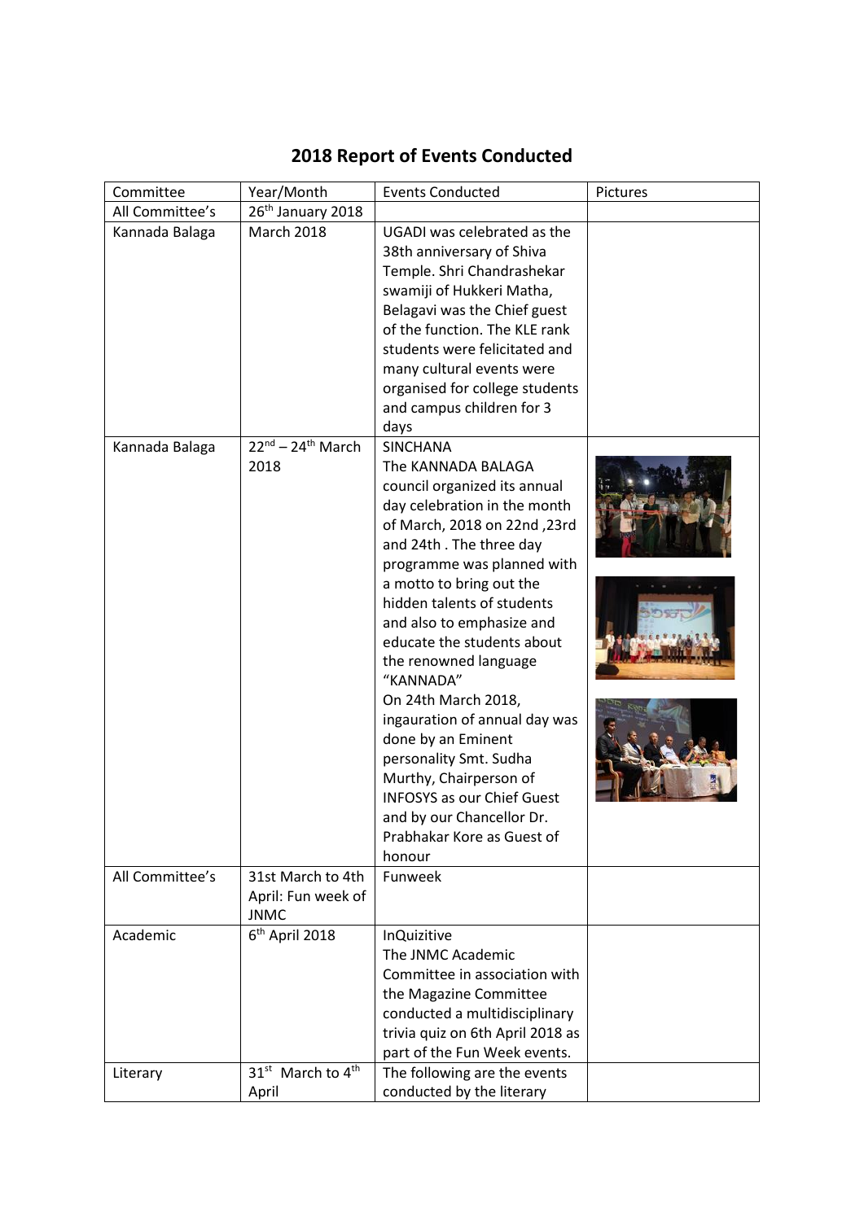# 2018 Report of Events Conducted

| Committee | Year/Month | Events Conducted | Pictures |
|---|---|---|---|
| All Committee's | 26th January 2018 | | |
| Kannada Balaga | March 2018 | UGADI was celebrated as the 38th anniversary of Shiva Temple. Shri Chandrashekar swamiji of Hukkeri Matha, Belagavi was the Chief guest of the function. The KLE rank students were felicitated and many cultural events were organised for college students and campus children for 3 days | |
| Kannada Balaga | 22nd – 24th March 2018 | SINCHANA<br>The KANNADA BALAGA council organized its annual day celebration in the month of March, 2018 on 22nd ,23rd and 24th . The three day programme was planned with a motto to bring out the hidden talents of students and also to emphasize and educate the students about the renowned language "KANNADA"<br>On 24th March 2018, ingauration of annual day was done by an Eminent personality Smt. Sudha Murthy, Chairperson of INFOSYS as our Chief Guest and by our Chancellor Dr. Prabhakar Kore as Guest of honour | |
| All Committee's | 31st March to 4th April: Fun week of JNMC | Funweek | |
| Academic | 6th April 2018 | InQuizitive<br>The JNMC Academic Committee in association with the Magazine Committee conducted a multidisciplinary trivia quiz on 6th April 2018 as part of the Fun Week events. | |
| Literary | 31st March to 4th April | The following are the events conducted by the literary | |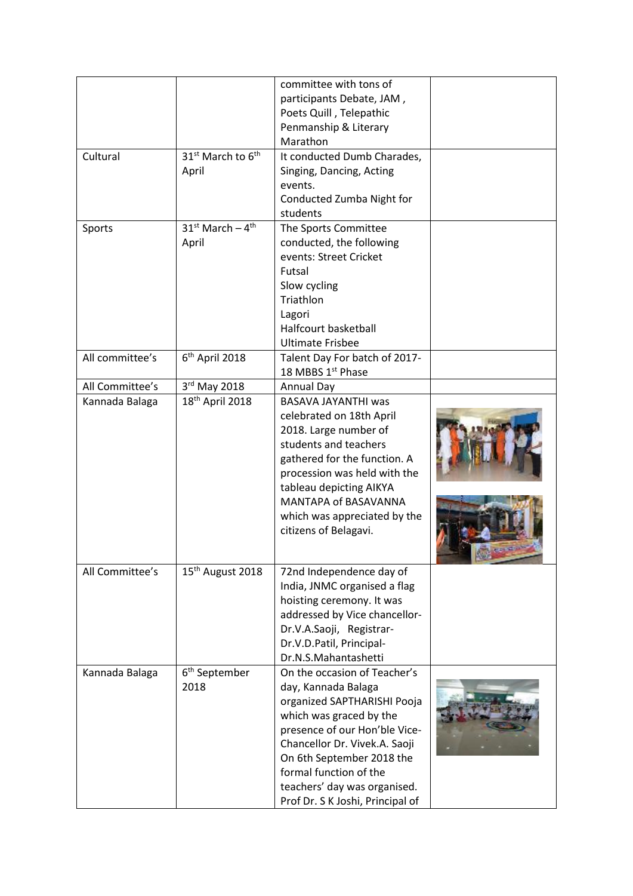| | | committee with tons of participants Debate, JAM , Poets Quill , Telepathic Penmanship & Literary Marathon | |
|---|---|---|---|
| Cultural | 31st March to 6th April | It conducted Dumb Charades, Singing, Dancing, Acting events.<br>Conducted Zumba Night for students | |
| Sports | 31st March – 4th April | The Sports Committee conducted, the following events: Street Cricket<br>Futsal<br>Slow cycling<br>Triathlon<br>Lagori<br>Halfcourt basketball<br>Ultimate Frisbee | |
| All committee's | 6th April 2018 | Talent Day For batch of 2017-18 MBBS 1st Phase | |
| All Committee's | 3rd May 2018 | Annual Day | |
| Kannada Balaga | 18th April 2018 | BASAVA JAYANTHI was celebrated on 18th April 2018. Large number of students and teachers gathered for the function. A procession was held with the tableau depicting AIKYA MANTAPA of BASAVANNA which was appreciated by the citizens of Belagavi. | |
| All Committee's | 15th August 2018 | 72nd Independence day of India, JNMC organised a flag hoisting ceremony. It was addressed by Vice chancellor- Dr.V.A.Saoji, Registrar- Dr.V.D.Patil, Principal- Dr.N.S.Mahantashetti | |
| Kannada Balaga | 6th September 2018 | On the occasion of Teacher's day, Kannada Balaga organized SAPTHARISHI Pooja which was graced by the presence of our Hon'ble Vice-Chancellor Dr. Vivek.A. Saoji On 6th September 2018 the formal function of the teachers' day was organised. Prof Dr. S K Joshi, Principal of | |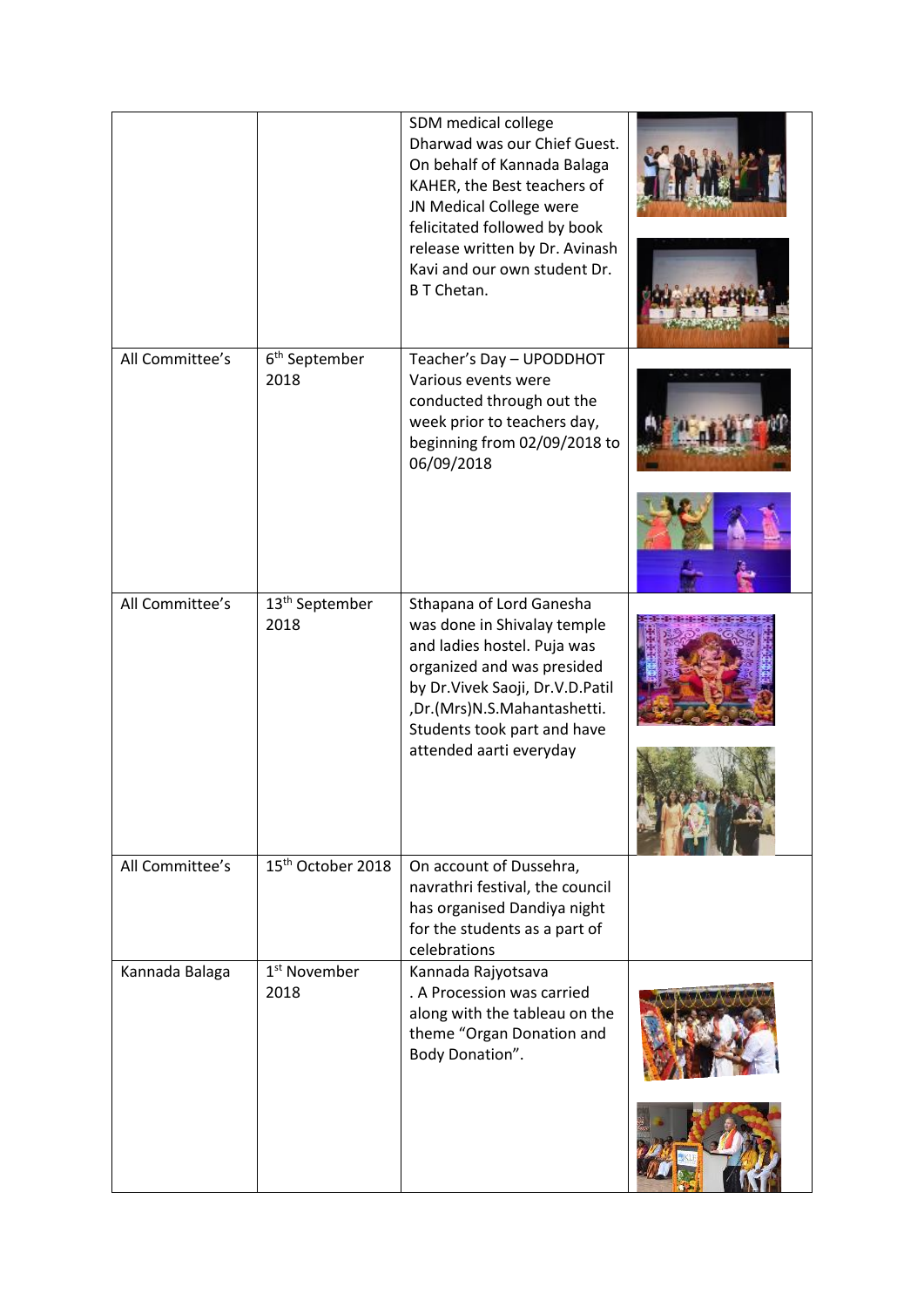| | | | |
|---|---|---|---|
| | | SDM medical college Dharwad was our Chief Guest. On behalf of Kannada Balaga KAHER, the Best teachers of JN Medical College were felicitated followed by book release written by Dr. Avinash Kavi and our own student Dr. B T Chetan. | |
| All Committee's | 6th September 2018 | Teacher's Day – UPODDHOT Various events were conducted through out the week prior to teachers day, beginning from 02/09/2018 to 06/09/2018 | |
| All Committee's | 13th September 2018 | Sthapana of Lord Ganesha was done in Shivalay temple and ladies hostel. Puja was organized and was presided by Dr.Vivek Saoji, Dr.V.D.Patil ,Dr.(Mrs)N.S.Mahantashetti. Students took part and have attended aarti everyday | |
| All Committee's | 15th October 2018 | On account of Dussehra, navrathri festival, the council has organised Dandiya night for the students as a part of celebrations | |
| Kannada Balaga | 1st November 2018 | Kannada Rajyotsava . A Procession was carried along with the tableau on the theme "Organ Donation and Body Donation". | |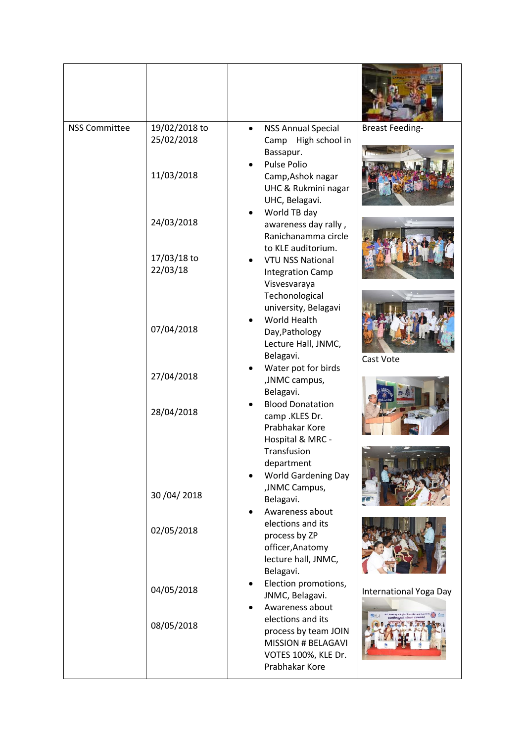| | | | |
|---|---|---|---|
| | | | |
| NSS Committee | 19/02/2018 to 25/02/2018<br><br>11/03/2018<br><br>24/03/2018<br><br>17/03/18 to 22/03/18<br><br>07/04/2018<br><br>27/04/2018<br><br>28/04/2018<br><br>30 /04/ 2018<br><br>02/05/2018<br><br>04/05/2018<br><br>08/05/2018 | • NSS Annual Special Camp High school in Bassapur.<br>• Pulse Polio Camp,Ashok nagar UHC & Rukmini nagar UHC, Belagavi.<br>• World TB day awareness day rally , Ranichanamma circle to KLE auditorium.<br>• VTU NSS National Integration Camp Visvesvaraya Techonological university, Belagavi<br>• World Health Day,Pathology Lecture Hall, JNMC, Belagavi.<br>• Water pot for birds ,JNMC campus, Belagavi.<br>• Blood Donatation camp .KLES Dr. Prabhakar Kore Hospital & MRC - Transfusion department<br>• World Gardening Day ,JNMC Campus, Belagavi.<br>• Awareness about elections and its process by ZP officer,Anatomy lecture hall, JNMC, Belagavi.<br>• Election promotions, JNMC, Belagavi.<br>• Awareness about elections and its process by team JOIN MISSION # BELAGAVI VOTES 100%, KLE Dr. Prabhakar Kore | Breast Feeding-<br><br>Cast Vote<br><br>International Yoga Day |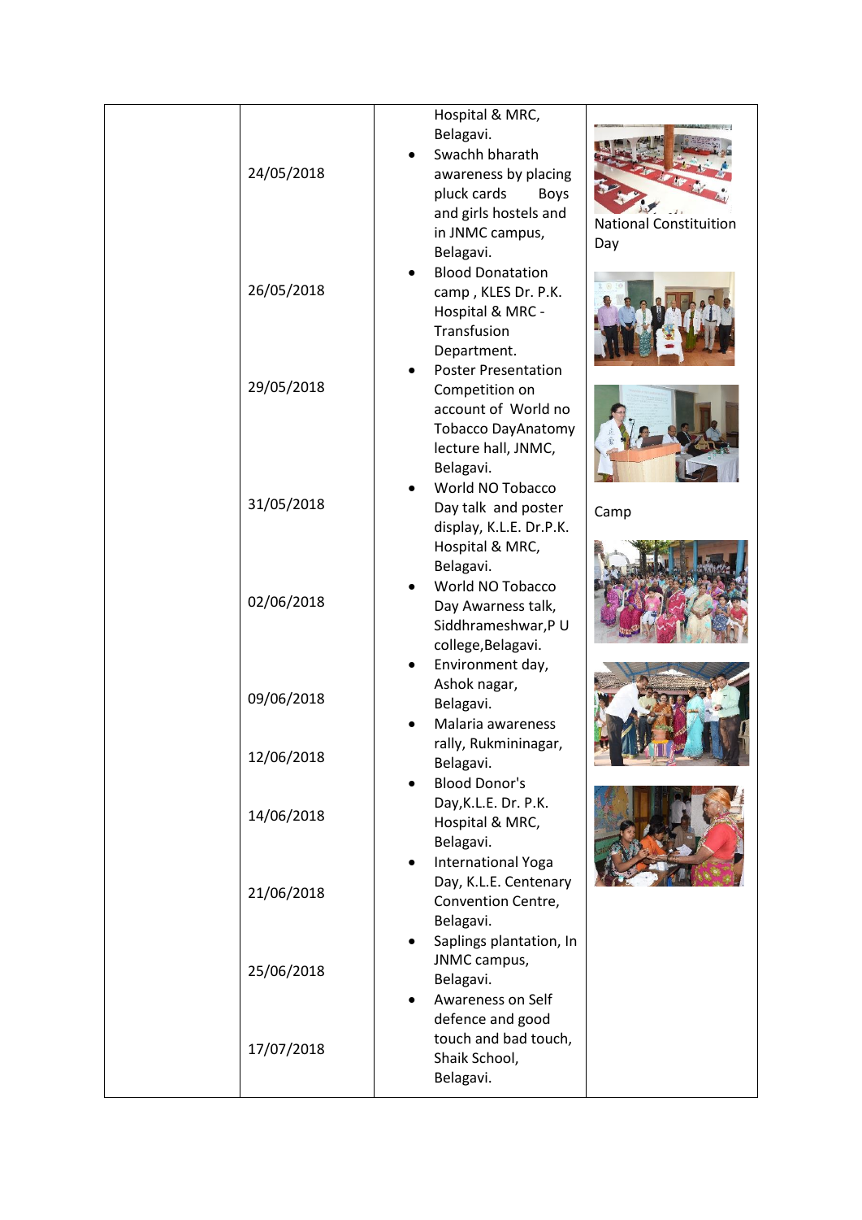| | | | |
|---|---|---|---|
| | 24/05/2018<br><br>26/05/2018<br><br>29/05/2018<br><br>31/05/2018<br><br>02/06/2018<br><br>09/06/2018<br><br>12/06/2018<br><br>14/06/2018<br><br>21/06/2018<br><br>25/06/2018<br><br>17/07/2018 | Hospital & MRC, Belagavi.<br>• Swachh bharath awareness by placing pluck cards Boys and girls hostels and in JNMC campus, Belagavi.<br>• Blood Donatation camp , KLES Dr. P.K. Hospital & MRC - Transfusion Department.<br>• Poster Presentation Competition on account of World no Tobacco DayAnatomy lecture hall, JNMC, Belagavi.<br>• World NO Tobacco Day talk and poster display, K.L.E. Dr.P.K. Hospital & MRC, Belagavi.<br>• World NO Tobacco Day Awarness talk, Siddhrameshwar,P U college,Belagavi.<br>• Environment day, Ashok nagar, Belagavi.<br>• Malaria awareness rally, Rukmininagar, Belagavi.<br>• Blood Donor's Day,K.L.E. Dr. P.K. Hospital & MRC, Belagavi.<br>• International Yoga Day, K.L.E. Centenary Convention Centre, Belagavi.<br>• Saplings plantation, In JNMC campus, Belagavi.<br>• Awareness on Self defence and good touch and bad touch, Shaik School, Belagavi. | National Constituition Day<br><br>Camp |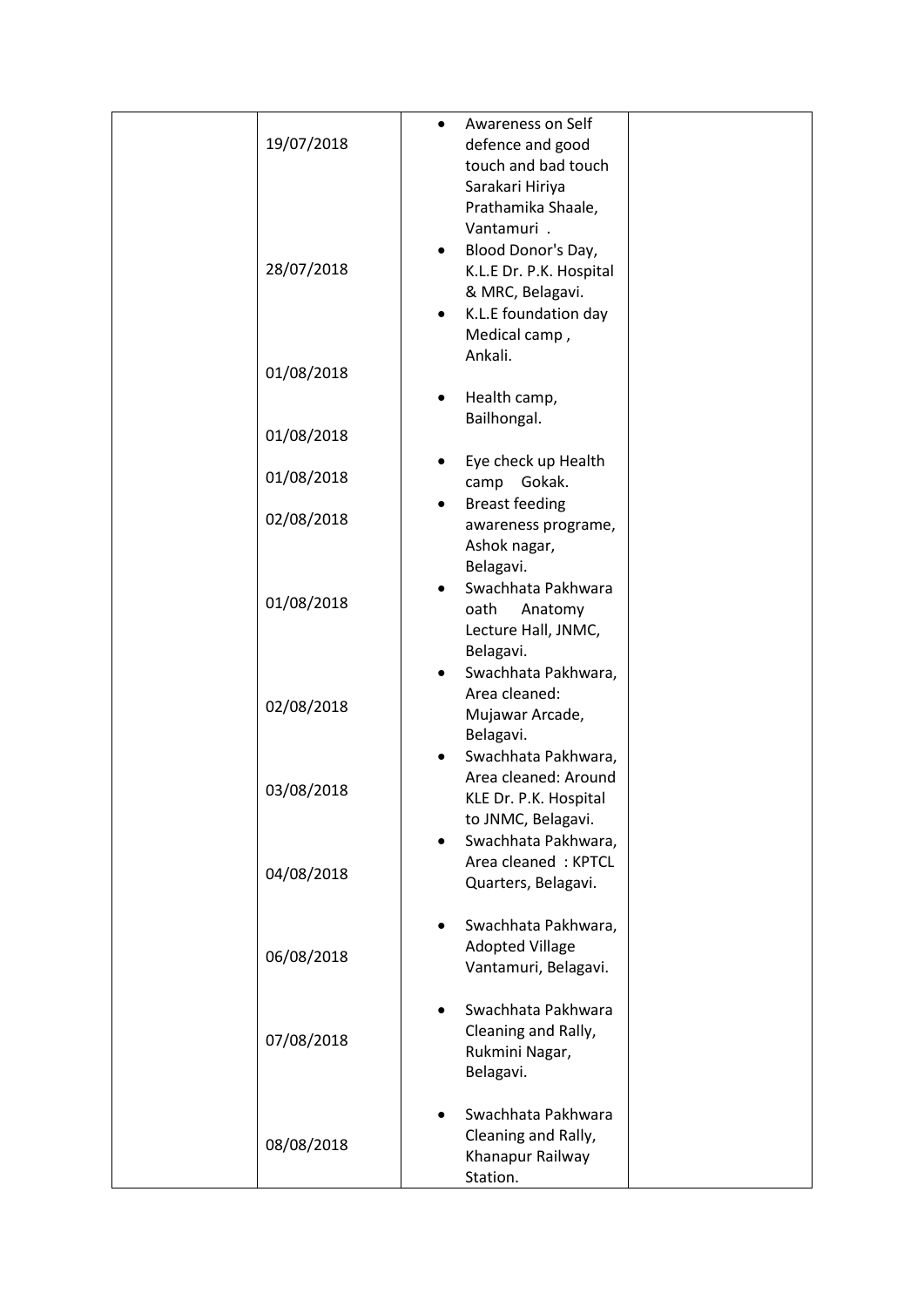| | | | |
|---|---|---|---|
| | 19/07/2018 | • Awareness on Self defence and good touch and bad touch Sarakari Hiriya Prathamika Shaale, Vantamuri . | |
| | 28/07/2018 | • Blood Donor's Day, K.L.E Dr. P.K. Hospital & MRC, Belagavi. | |
| | 01/08/2018 | • K.L.E foundation day Medical camp , Ankali. | |
| | 01/08/2018 | • Health camp, Bailhongal. | |
| | 01/08/2018 | • Eye check up Health camp Gokak. | |
| | 02/08/2018 | • Breast feeding awareness programe, Ashok nagar, Belagavi. | |
| | 01/08/2018 | • Swachhata Pakhwara oath Anatomy Lecture Hall, JNMC, Belagavi. | |
| | 02/08/2018 | • Swachhata Pakhwara, Area cleaned: Mujawar Arcade, Belagavi. | |
| | 03/08/2018 | • Swachhata Pakhwara, Area cleaned: Around KLE Dr. P.K. Hospital to JNMC, Belagavi. | |
| | 04/08/2018 | • Swachhata Pakhwara, Area cleaned : KPTCL Quarters, Belagavi. | |
| | 06/08/2018 | • Swachhata Pakhwara, Adopted Village Vantamuri, Belagavi. | |
| | 07/08/2018 | • Swachhata Pakhwara Cleaning and Rally, Rukmini Nagar, Belagavi. | |
| | 08/08/2018 | • Swachhata Pakhwara Cleaning and Rally, Khanapur Railway Station. | |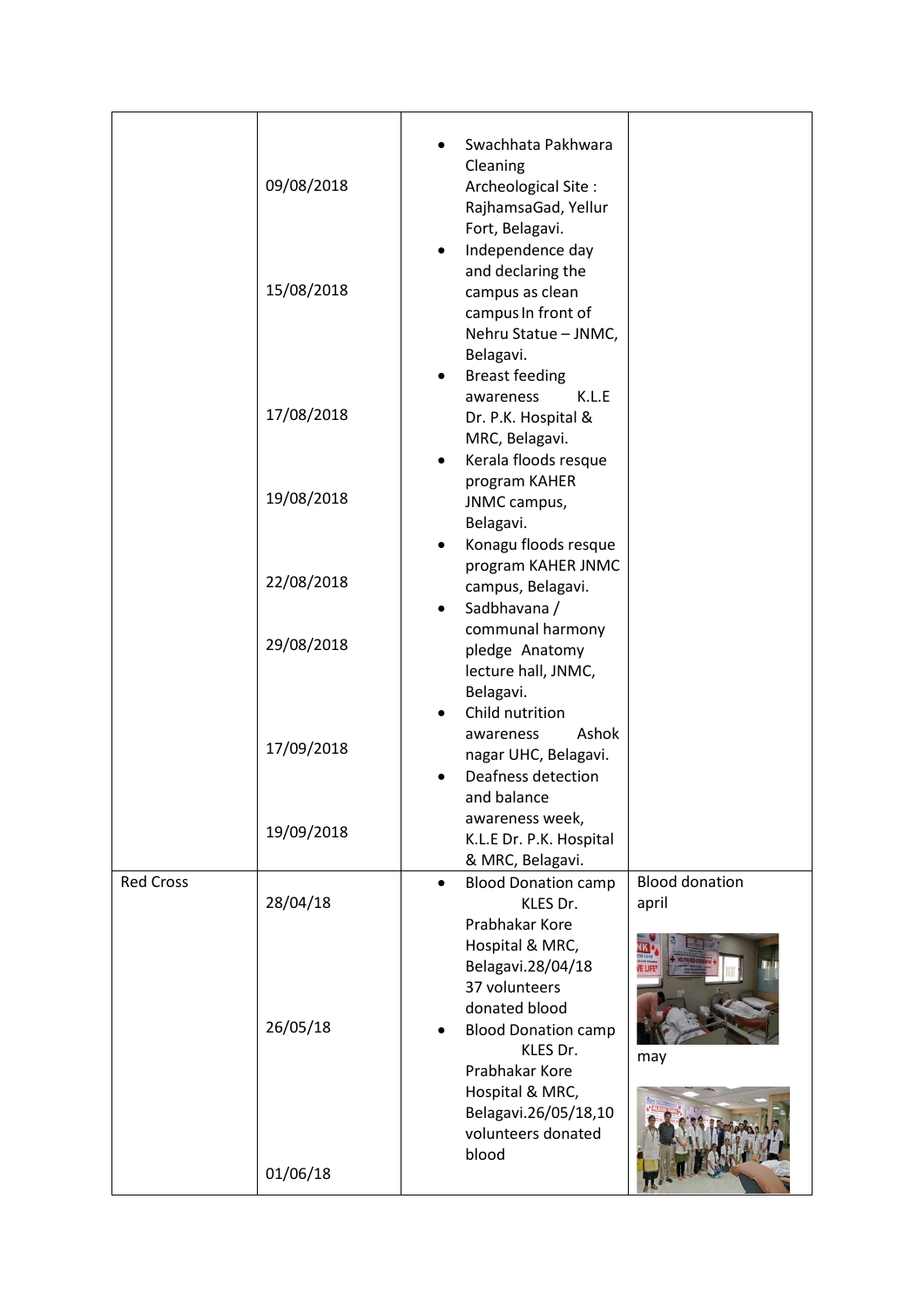|  |  |  |  |
|---|---|---|---|
|  | 09/08/2018<br><br>15/08/2018<br><br>17/08/2018<br><br>19/08/2018<br><br>22/08/2018<br><br>29/08/2018<br><br>17/09/2018<br><br>19/09/2018 | • Swachhata Pakhwara Cleaning Archeological Site : RajhamsaGad, Yellur Fort, Belagavi.<br>• Independence day and declaring the campus as clean campus In front of Nehru Statue – JNMC, Belagavi.<br>• Breast feeding awareness K.L.E Dr. P.K. Hospital & MRC, Belagavi.<br>• Kerala floods resque program KAHER JNMC campus, Belagavi.<br>• Konagu floods resque program KAHER JNMC campus, Belagavi.<br>• Sadbhavana / communal harmony pledge Anatomy lecture hall, JNMC, Belagavi.<br>• Child nutrition awareness Ashok nagar UHC, Belagavi.<br>• Deafness detection and balance awareness week, K.L.E Dr. P.K. Hospital & MRC, Belagavi. |  |
| Red Cross | 28/04/18<br><br>26/05/18<br><br>01/06/18 | • Blood Donation camp KLES Dr. Prabhakar Kore Hospital & MRC, Belagavi.28/04/18 37 volunteers donated blood<br>• Blood Donation camp KLES Dr. Prabhakar Kore Hospital & MRC, Belagavi.26/05/18,10 volunteers donated blood | Blood donation april<br><br>may |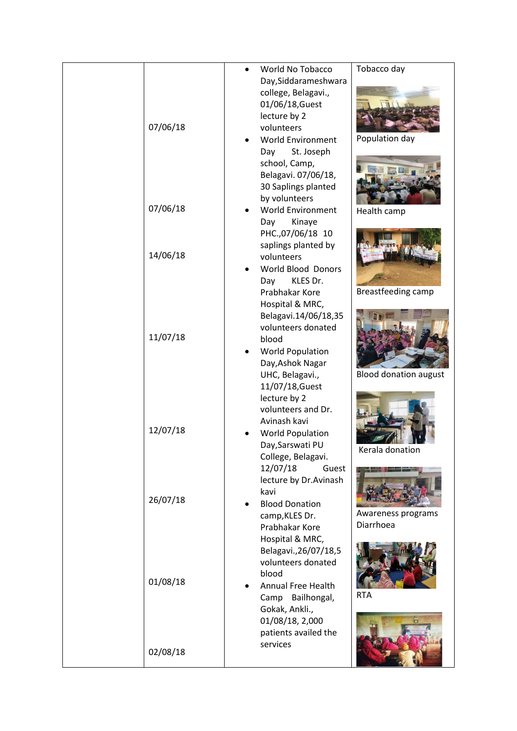| | | | |
|---|---|---|---|
| | 07/06/18<br><br>07/06/18<br><br>14/06/18<br><br>11/07/18<br><br>12/07/18<br><br>26/07/18<br><br>01/08/18<br><br>02/08/18 | - World No Tobacco Day,Siddarameshwara college, Belagavi., 01/06/18,Guest lecture by 2 volunteers<br>- World Environment Day St. Joseph school, Camp, Belagavi. 07/06/18, 30 Saplings planted by volunteers<br>- World Environment Day Kinaye PHC.,07/06/18 10 saplings planted by volunteers<br>- World Blood Donors Day KLES Dr. Prabhakar Kore Hospital & MRC, Belagavi.14/06/18,35 volunteers donated blood<br>- World Population Day,Ashok Nagar UHC, Belagavi., 11/07/18,Guest lecture by 2 volunteers and Dr. Avinash kavi<br>- World Population Day,Sarswati PU College, Belagavi. 12/07/18 Guest lecture by Dr.Avinash kavi<br>- Blood Donation camp,KLES Dr. Prabhakar Kore Hospital & MRC, Belagavi.,26/07/18,5 volunteers donated blood<br>- Annual Free Health Camp Bailhongal, Gokak, Ankli., 01/08/18, 2,000 patients availed the services | Tobacco day<br><br>Population day<br><br>Health camp<br><br>Breastfeeding camp<br><br>Blood donation august<br><br>Kerala donation<br><br>Awareness programs Diarrhoea<br><br>RTA |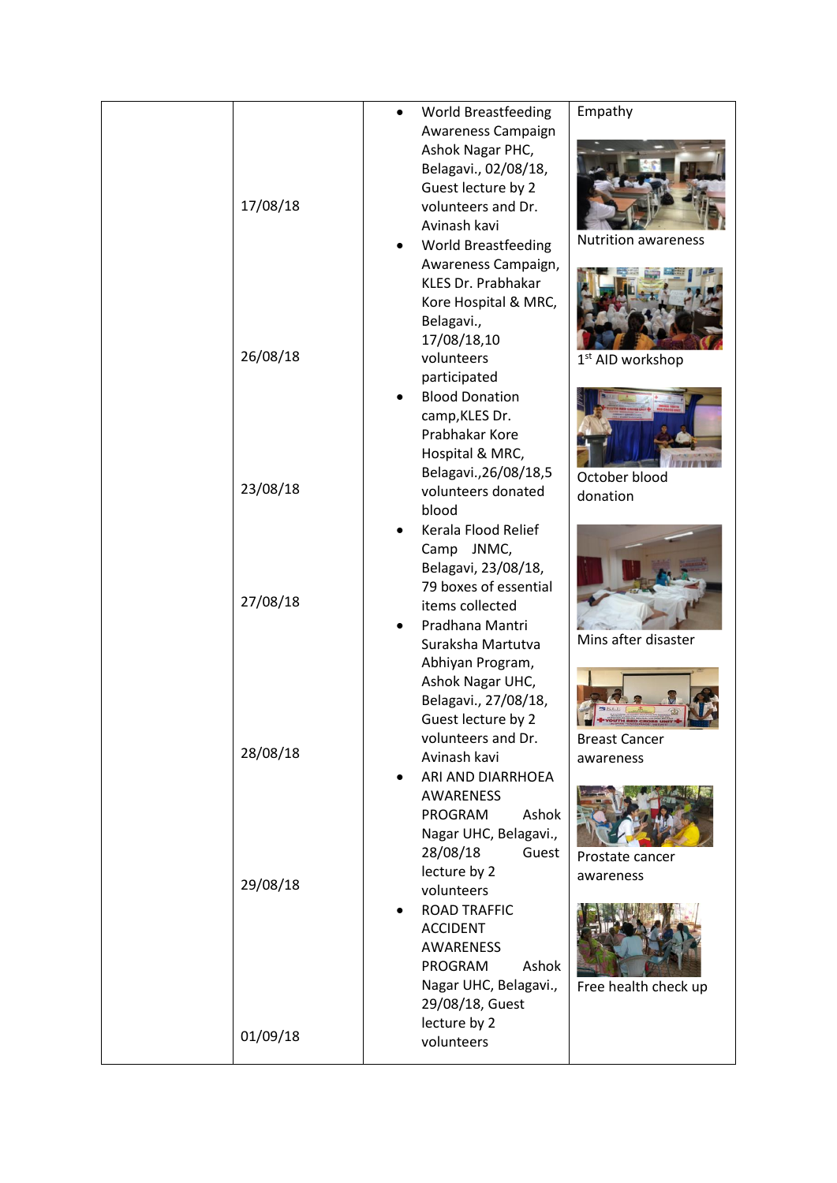| | | | |
|---|---|---|---|
| | 17/08/18<br><br>26/08/18<br><br>23/08/18<br><br>27/08/18<br><br>28/08/18<br><br>29/08/18<br><br>01/09/18 | • World Breastfeeding Awareness Campaign Ashok Nagar PHC, Belagavi., 02/08/18, Guest lecture by 2 volunteers and Dr. Avinash kavi<br>• World Breastfeeding Awareness Campaign, KLES Dr. Prabhakar Kore Hospital & MRC, Belagavi., 17/08/18,10 volunteers participated<br>• Blood Donation camp,KLES Dr. Prabhakar Kore Hospital & MRC, Belagavi.,26/08/18,5 volunteers donated blood<br>• Kerala Flood Relief Camp JNMC, Belagavi, 23/08/18, 79 boxes of essential items collected<br>• Pradhana Mantri Suraksha Martutva Abhiyan Program, Ashok Nagar UHC, Belagavi., 27/08/18, Guest lecture by 2 volunteers and Dr. Avinash kavi<br>• ARI AND DIARRHOEA AWARENESS PROGRAM Ashok Nagar UHC, Belagavi., 28/08/18 Guest lecture by 2 volunteers<br>• ROAD TRAFFIC ACCIDENT AWARENESS PROGRAM Ashok Nagar UHC, Belagavi., 29/08/18, Guest lecture by 2 volunteers | Empathy<br><br>Nutrition awareness<br><br>1st AID workshop<br><br>October blood donation<br><br>Mins after disaster<br><br>Breast Cancer awareness<br><br>Prostate cancer awareness<br><br>Free health check up |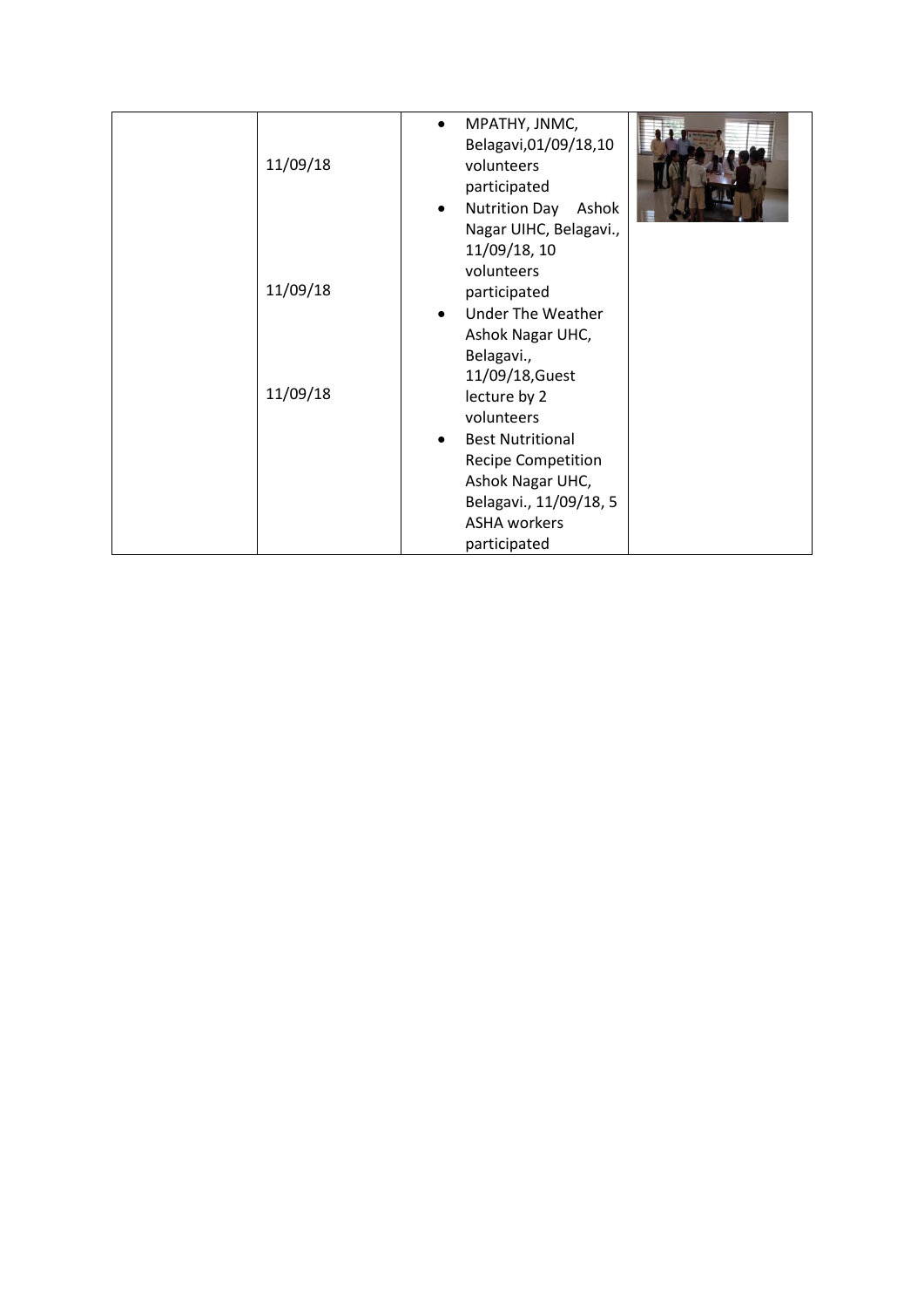| | | | |
|---|---|---|---|
| | 11/09/18<br><br>11/09/18<br><br>11/09/18 | • MPATHY, JNMC, Belagavi,01/09/18,10 volunteers participated<br>• Nutrition Day Ashok Nagar UIHC, Belagavi., 11/09/18, 10 volunteers participated<br>• Under The Weather Ashok Nagar UHC, Belagavi., 11/09/18,Guest lecture by 2 volunteers<br>• Best Nutritional Recipe Competition Ashok Nagar UHC, Belagavi., 11/09/18, 5 ASHA workers participated | |